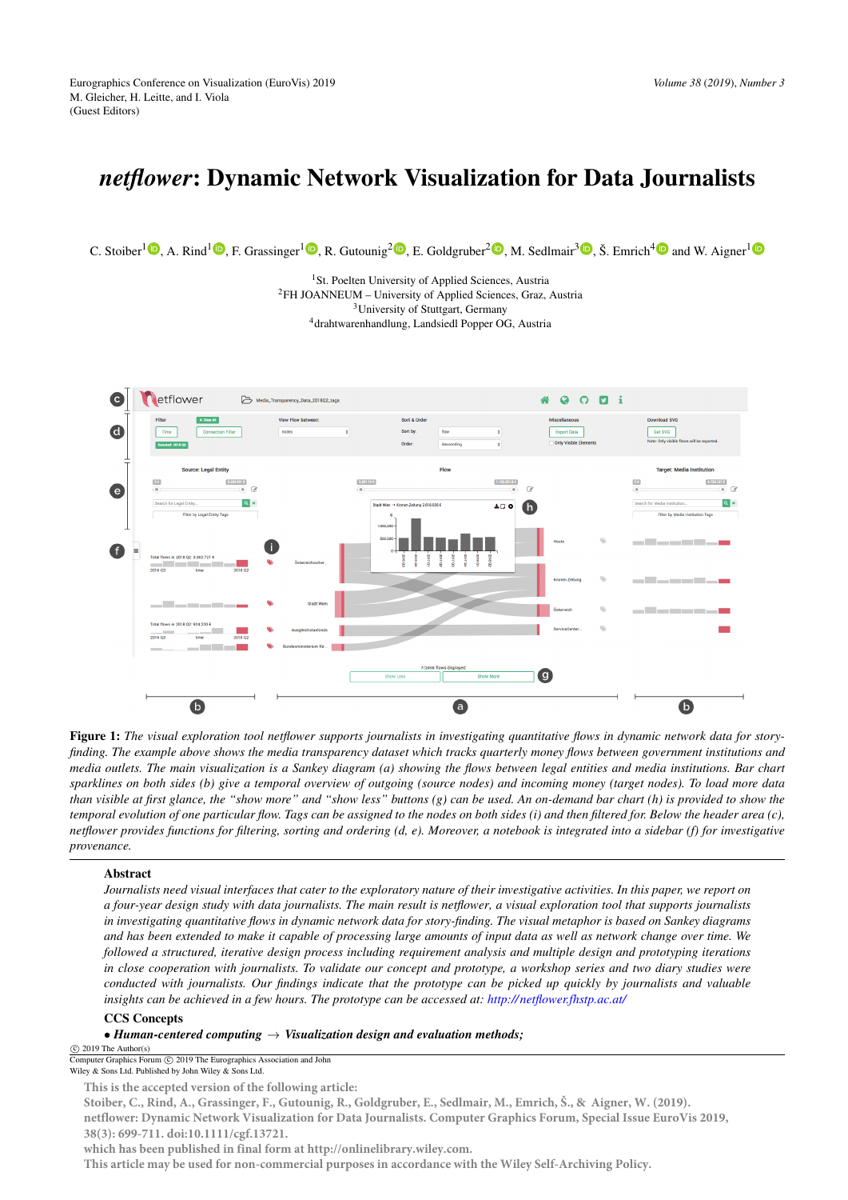Eurographics Conference on Visualization (EuroVis) 2019
M. Gleicher, H. Leitte, and I. Viola
(Guest Editors)

Volume 38 (2019), Number 3

# *netflower*: Dynamic Network Visualization for Data Journalists

C. Stoiber[1], A. Rind[1], F. Grassinger[1], R. Gutounig[2], E. Goldgruber[2], M. Sedlmair[3], Š. Emrich[4] and W. Aigner[1]

[1]St. Poelten University of Applied Sciences, Austria
[2]FH JOANNEUM – University of Applied Sciences, Graz, Austria
[3]University of Stuttgart, Germany
[4]drahtwarenhandlung, Landsiedl Popper OG, Austria

**Figure 1:** *The visual exploration tool netflower supports journalists in investigating quantitative flows in dynamic network data for story-finding. The example above shows the media transparency dataset which tracks quarterly money flows between government institutions and media outlets. The main visualization is a Sankey diagram (a) showing the flows between legal entities and media institutions. Bar chart sparklines on both sides (b) give a temporal overview of outgoing (source nodes) and incoming money (target nodes). To load more data than visible at first glance, the "show more" and "show less" buttons (g) can be used. An on-demand bar chart (h) is provided to show the temporal evolution of one particular flow. Tags can be assigned to the nodes on both sides (i) and then filtered for. Below the header area (c), netflower provides functions for filtering, sorting and ordering (d, e). Moreover, a notebook is integrated into a sidebar (f) for investigative provenance.*

## Abstract

*Journalists need visual interfaces that cater to the exploratory nature of their investigative activities. In this paper, we report on a four-year design study with data journalists. The main result is netflower, a visual exploration tool that supports journalists in investigating quantitative flows in dynamic network data for story-finding. The visual metaphor is based on Sankey diagrams and has been extended to make it capable of processing large amounts of input data as well as network change over time. We followed a structured, iterative design process including requirement analysis and multiple design and prototyping iterations in close cooperation with journalists. To validate our concept and prototype, a workshop series and two diary studies were conducted with journalists. Our findings indicate that the prototype can be picked up quickly by journalists and valuable insights can be achieved in a few hours. The prototype can be accessed at: http://netflower.fhstp.ac.at/*

## CCS Concepts

• ***Human-centered computing*** → ***Visualization design and evaluation methods;***

© 2019 The Author(s)
Computer Graphics Forum © 2019 The Eurographics Association and John Wiley & Sons Ltd. Published by John Wiley & Sons Ltd.

This is the accepted version of the following article:
Stoiber, C., Rind, A., Grassinger, F., Gutounig, R., Goldgruber, E., Sedlmair, M., Emrich, Š., & Aigner, W. (2019). netflower: Dynamic Network Visualization for Data Journalists. Computer Graphics Forum, Special Issue EuroVis 2019, 38(3): 699-711. doi:10.1111/cgf.13721.
which has been published in final form at http://onlinelibrary.wiley.com.
This article may be used for non-commercial purposes in accordance with the Wiley Self-Archiving Policy.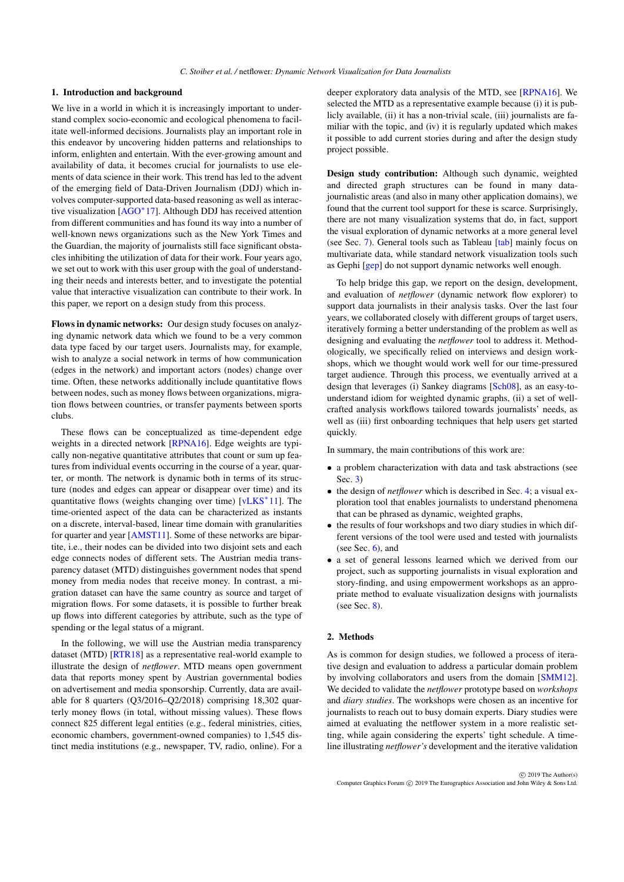## 1. Introduction and background

We live in a world in which it is increasingly important to understand complex socio-economic and ecological phenomena to facilitate well-informed decisions. Journalists play an important role in this endeavor by uncovering hidden patterns and relationships to inform, enlighten and entertain. With the ever-growing amount and availability of data, it becomes crucial for journalists to use elements of data science in their work. This trend has led to the advent of the emerging field of Data-Driven Journalism (DDJ) which involves computer-supported data-based reasoning as well as interactive visualization [AGO*17]. Although DDJ has received attention from different communities and has found its way into a number of well-known news organizations such as the New York Times and the Guardian, the majority of journalists still face significant obstacles inhibiting the utilization of data for their work. Four years ago, we set out to work with this user group with the goal of understanding their needs and interests better, and to investigate the potential value that interactive visualization can contribute to their work. In this paper, we report on a design study from this process.

**Flows in dynamic networks:** Our design study focuses on analyzing dynamic network data which we found to be a very common data type faced by our target users. Journalists may, for example, wish to analyze a social network in terms of how communication (edges in the network) and important actors (nodes) change over time. Often, these networks additionally include quantitative flows between nodes, such as money flows between organizations, migration flows between countries, or transfer payments between sports clubs.

These flows can be conceptualized as time-dependent edge weights in a directed network [RPNA16]. Edge weights are typically non-negative quantitative attributes that count or sum up features from individual events occurring in the course of a year, quarter, or month. The network is dynamic both in terms of its structure (nodes and edges can appear or disappear over time) and its quantitative flows (weights changing over time) [vLKS*11]. The time-oriented aspect of the data can be characterized as instants on a discrete, interval-based, linear time domain with granularities for quarter and year [AMST11]. Some of these networks are bipartite, i.e., their nodes can be divided into two disjoint sets and each edge connects nodes of different sets. The Austrian media transparency dataset (MTD) distinguishes government nodes that spend money from media nodes that receive money. In contrast, a migration dataset can have the same country as source and target of migration flows. For some datasets, it is possible to further break up flows into different categories by attribute, such as the type of spending or the legal status of a migrant.

In the following, we will use the Austrian media transparency dataset (MTD) [RTR18] as a representative real-world example to illustrate the design of *netflower*. MTD means open government data that reports money spent by Austrian governmental bodies on advertisement and media sponsorship. Currently, data are available for 8 quarters (Q3/2016–Q2/2018) comprising 18,302 quarterly money flows (in total, without missing values). These flows connect 825 different legal entities (e.g., federal ministries, cities, economic chambers, government-owned companies) to 1,545 distinct media institutions (e.g., newspaper, TV, radio, online). For a deeper exploratory data analysis of the MTD, see [RPNA16]. We selected the MTD as a representative example because (i) it is publicly available, (ii) it has a non-trivial scale, (iii) journalists are familiar with the topic, and (iv) it is regularly updated which makes it possible to add current stories during and after the design study project possible.

**Design study contribution:** Although such dynamic, weighted and directed graph structures can be found in many data-journalistic areas (and also in many other application domains), we found that the current tool support for these is scarce. Surprisingly, there are not many visualization systems that do, in fact, support the visual exploration of dynamic networks at a more general level (see Sec. 7). General tools such as Tableau [tab] mainly focus on multivariate data, while standard network visualization tools such as Gephi [gep] do not support dynamic networks well enough.

To help bridge this gap, we report on the design, development, and evaluation of *netflower* (dynamic network flow explorer) to support data journalists in their analysis tasks. Over the last four years, we collaborated closely with different groups of target users, iteratively forming a better understanding of the problem as well as designing and evaluating the *netflower* tool to address it. Methodologically, we specifically relied on interviews and design workshops, which we thought would work well for our time-pressured target audience. Through this process, we eventually arrived at a design that leverages (i) Sankey diagrams [Sch08], as an easy-to-understand idiom for weighted dynamic graphs, (ii) a set of well-crafted analysis workflows tailored towards journalists' needs, as well as (iii) first onboarding techniques that help users get started quickly.

In summary, the main contributions of this work are:

- a problem characterization with data and task abstractions (see Sec. 3)
- the design of *netflower* which is described in Sec. 4; a visual exploration tool that enables journalists to understand phenomena that can be phrased as dynamic, weighted graphs,
- the results of four workshops and two diary studies in which different versions of the tool were used and tested with journalists (see Sec. 6), and
- a set of general lessons learned which we derived from our project, such as supporting journalists in visual exploration and story-finding, and using empowerment workshops as an appropriate method to evaluate visualization designs with journalists (see Sec. 8).

## 2. Methods

As is common for design studies, we followed a process of iterative design and evaluation to address a particular domain problem by involving collaborators and users from the domain [SMM12]. We decided to validate the *netflower* prototype based on *workshops* and *diary studies*. The workshops were chosen as an incentive for journalists to reach out to busy domain experts. Diary studies were aimed at evaluating the netflower system in a more realistic setting, while again considering the experts' tight schedule. A timeline illustrating *netflower's* development and the iterative validation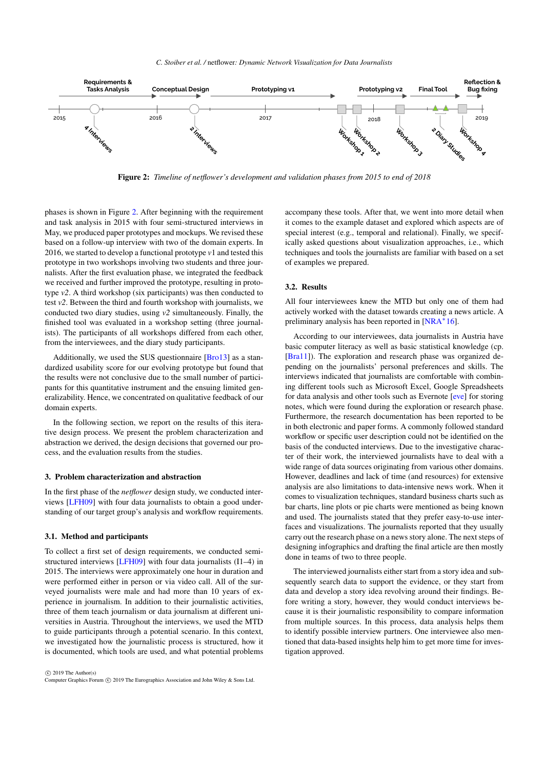Figure 2: *Timeline of netflower's development and validation phases from 2015 to end of 2018*

phases is shown in Figure 2. After beginning with the requirement and task analysis in 2015 with four semi-structured interviews in May, we produced paper prototypes and mockups. We revised these based on a follow-up interview with two of the domain experts. In 2016, we started to develop a functional prototype *v1* and tested this prototype in two workshops involving two students and three journalists. After the first evaluation phase, we integrated the feedback we received and further improved the prototype, resulting in prototype *v2*. A third workshop (six participants) was then conducted to test *v2*. Between the third and fourth workshop with journalists, we conducted two diary studies, using *v2* simultaneously. Finally, the finished tool was evaluated in a workshop setting (three journalists). The participants of all workshops differed from each other, from the interviewees, and the diary study participants.

Additionally, we used the SUS questionnaire [Bro13] as a standardized usability score for our evolving prototype but found that the results were not conclusive due to the small number of participants for this quantitative instrument and the ensuing limited generalizability. Hence, we concentrated on qualitative feedback of our domain experts.

In the following section, we report on the results of this iterative design process. We present the problem characterization and abstraction we derived, the design decisions that governed our process, and the evaluation results from the studies.

## 3. Problem characterization and abstraction

In the first phase of the *netflower* design study, we conducted interviews [LFH09] with four data journalists to obtain a good understanding of our target group's analysis and workflow requirements.

### 3.1. Method and participants

To collect a first set of design requirements, we conducted semi-structured interviews [LFH09] with four data journalists (I1–4) in 2015. The interviews were approximately one hour in duration and were performed either in person or via video call. All of the surveyed journalists were male and had more than 10 years of experience in journalism. In addition to their journalistic activities, three of them teach journalism or data journalism at different universities in Austria. Throughout the interviews, we used the MTD to guide participants through a potential scenario. In this context, we investigated how the journalistic process is structured, how it is documented, which tools are used, and what potential problems accompany these tools. After that, we went into more detail when it comes to the example dataset and explored which aspects are of special interest (e.g., temporal and relational). Finally, we specifically asked questions about visualization approaches, i.e., which techniques and tools the journalists are familiar with based on a set of examples we prepared.

### 3.2. Results

All four interviewees knew the MTD but only one of them had actively worked with the dataset towards creating a news article. A preliminary analysis has been reported in [NRA*16].

According to our interviewees, data journalists in Austria have basic computer literacy as well as basic statistical knowledge (cp. [Bra11]). The exploration and research phase was organized depending on the journalists' personal preferences and skills. The interviews indicated that journalists are comfortable with combining different tools such as Microsoft Excel, Google Spreadsheets for data analysis and other tools such as Evernote [eve] for storing notes, which were found during the exploration or research phase. Furthermore, the research documentation has been reported to be in both electronic and paper forms. A commonly followed standard workflow or specific user description could not be identified on the basis of the conducted interviews. Due to the investigative character of their work, the interviewed journalists have to deal with a wide range of data sources originating from various other domains. However, deadlines and lack of time (and resources) for extensive analysis are also limitations to data-intensive news work. When it comes to visualization techniques, standard business charts such as bar charts, line plots or pie charts were mentioned as being known and used. The journalists stated that they prefer easy-to-use interfaces and visualizations. The journalists reported that they usually carry out the research phase on a news story alone. The next steps of designing infographics and drafting the final article are then mostly done in teams of two to three people.

The interviewed journalists either start from a story idea and subsequently search data to support the evidence, or they start from data and develop a story idea revolving around their findings. Before writing a story, however, they would conduct interviews because it is their journalistic responsibility to compare information from multiple sources. In this process, data analysis helps them to identify possible interview partners. One interviewee also mentioned that data-based insights help him to get more time for investigation approved.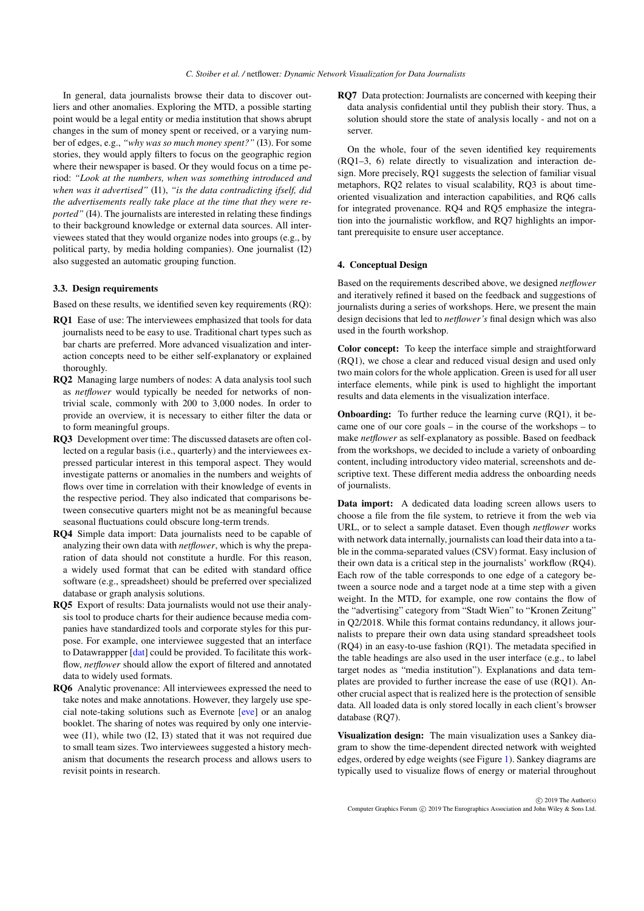In general, data journalists browse their data to discover outliers and other anomalies. Exploring the MTD, a possible starting point would be a legal entity or media institution that shows abrupt changes in the sum of money spent or received, or a varying number of edges, e.g., *"why was so much money spent?"* (I3). For some stories, they would apply filters to focus on the geographic region where their newspaper is based. Or they would focus on a time period: *"Look at the numbers, when was something introduced and when was it advertised"* (I1), *"is the data contradicting ifself, did the advertisements really take place at the time that they were reported"* (I4). The journalists are interested in relating these findings to their background knowledge or external data sources. All interviewees stated that they would organize nodes into groups (e.g., by political party, by media holding companies). One journalist (I2) also suggested an automatic grouping function.

### 3.3. Design requirements

Based on these results, we identified seven key requirements (RQ):

- **RQ1** Ease of use: The interviewees emphasized that tools for data journalists need to be easy to use. Traditional chart types such as bar charts are preferred. More advanced visualization and interaction concepts need to be either self-explanatory or explained thoroughly.
- **RQ2** Managing large numbers of nodes: A data analysis tool such as *netflower* would typically be needed for networks of nontrivial scale, commonly with 200 to 3,000 nodes. In order to provide an overview, it is necessary to either filter the data or to form meaningful groups.
- **RQ3** Development over time: The discussed datasets are often collected on a regular basis (i.e., quarterly) and the interviewees expressed particular interest in this temporal aspect. They would investigate patterns or anomalies in the numbers and weights of flows over time in correlation with their knowledge of events in the respective period. They also indicated that comparisons between consecutive quarters might not be as meaningful because seasonal fluctuations could obscure long-term trends.
- **RQ4** Simple data import: Data journalists need to be capable of analyzing their own data with *netflower*, which is why the preparation of data should not constitute a hurdle. For this reason, a widely used format that can be edited with standard office software (e.g., spreadsheet) should be preferred over specialized database or graph analysis solutions.
- **RQ5** Export of results: Data journalists would not use their analysis tool to produce charts for their audience because media companies have standardized tools and corporate styles for this purpose. For example, one interviewee suggested that an interface to Datawrappper [dat] could be provided. To facilitate this workflow, *netflower* should allow the export of filtered and annotated data to widely used formats.
- **RQ6** Analytic provenance: All interviewees expressed the need to take notes and make annotations. However, they largely use special note-taking solutions such as Evernote [eve] or an analog booklet. The sharing of notes was required by only one interviewee (I1), while two (I2, I3) stated that it was not required due to small team sizes. Two interviewees suggested a history mechanism that documents the research process and allows users to revisit points in research.
- **RQ7** Data protection: Journalists are concerned with keeping their data analysis confidential until they publish their story. Thus, a solution should store the state of analysis locally - and not on a server.

On the whole, four of the seven identified key requirements (RQ1–3, 6) relate directly to visualization and interaction design. More precisely, RQ1 suggests the selection of familiar visual metaphors, RQ2 relates to visual scalability, RQ3 is about time-oriented visualization and interaction capabilities, and RQ6 calls for integrated provenance. RQ4 and RQ5 emphasize the integration into the journalistic workflow, and RQ7 highlights an important prerequisite to ensure user acceptance.

## 4. Conceptual Design

Based on the requirements described above, we designed *netflower* and iteratively refined it based on the feedback and suggestions of journalists during a series of workshops. Here, we present the main design decisions that led to *netflower's* final design which was also used in the fourth workshop.

**Color concept:** To keep the interface simple and straightforward (RQ1), we chose a clear and reduced visual design and used only two main colors for the whole application. Green is used for all user interface elements, while pink is used to highlight the important results and data elements in the visualization interface.

**Onboarding:** To further reduce the learning curve (RQ1), it became one of our core goals – in the course of the workshops – to make *netflower* as self-explanatory as possible. Based on feedback from the workshops, we decided to include a variety of onboarding content, including introductory video material, screenshots and descriptive text. These different media address the onboarding needs of journalists.

**Data import:** A dedicated data loading screen allows users to choose a file from the file system, to retrieve it from the web via URL, or to select a sample dataset. Even though *netflower* works with network data internally, journalists can load their data into a table in the comma-separated values (CSV) format. Easy inclusion of their own data is a critical step in the journalists' workflow (RQ4). Each row of the table corresponds to one edge of a category between a source node and a target node at a time step with a given weight. In the MTD, for example, one row contains the flow of the "advertising" category from "Stadt Wien" to "Kronen Zeitung" in Q2/2018. While this format contains redundancy, it allows journalists to prepare their own data using standard spreadsheet tools (RQ4) in an easy-to-use fashion (RQ1). The metadata specified in the table headings are also used in the user interface (e.g., to label target nodes as "media institution"). Explanations and data templates are provided to further increase the ease of use (RQ1). Another crucial aspect that is realized here is the protection of sensible data. All loaded data is only stored locally in each client's browser database (RQ7).

**Visualization design:** The main visualization uses a Sankey diagram to show the time-dependent directed network with weighted edges, ordered by edge weights (see Figure 1). Sankey diagrams are typically used to visualize flows of energy or material throughout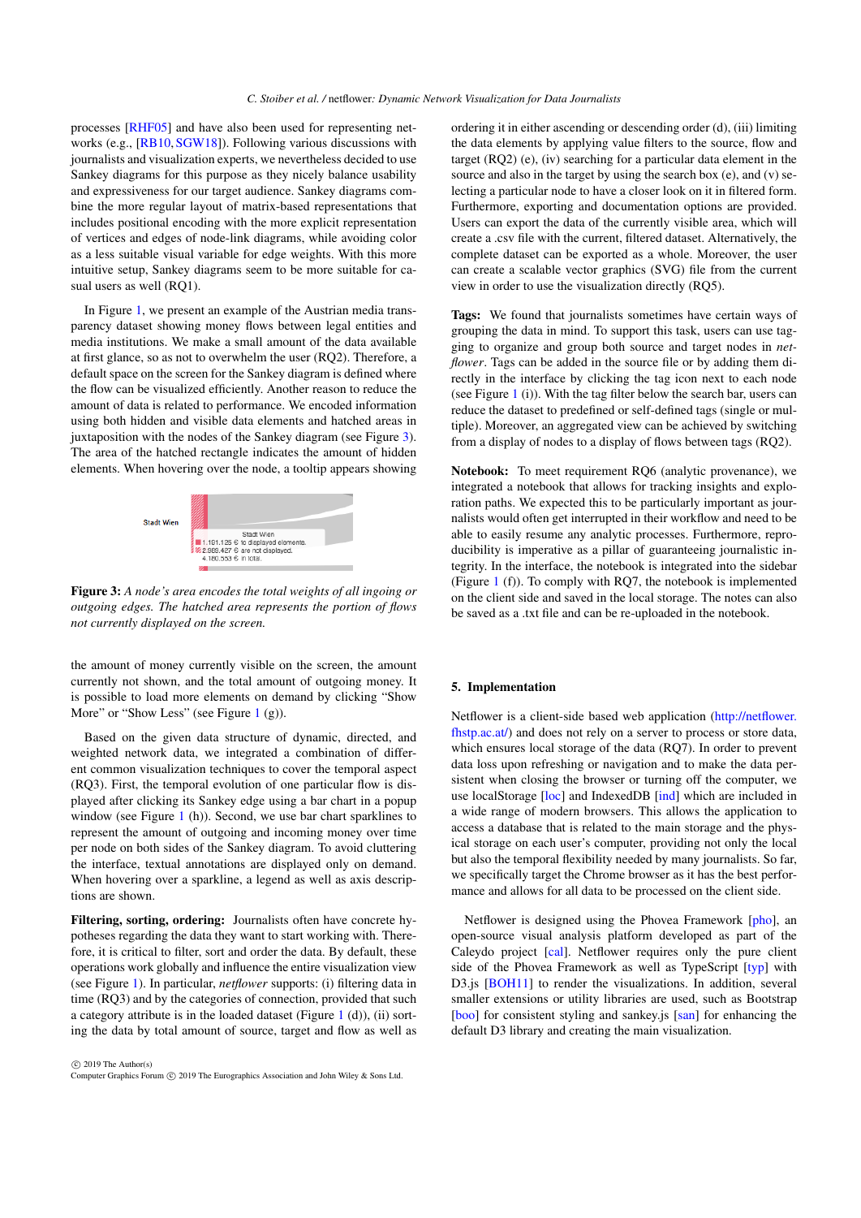processes [RHF05] and have also been used for representing networks (e.g., [RB10, SGW18]). Following various discussions with journalists and visualization experts, we nevertheless decided to use Sankey diagrams for this purpose as they nicely balance usability and expressiveness for our target audience. Sankey diagrams combine the more regular layout of matrix-based representations that includes positional encoding with the more explicit representation of vertices and edges of node-link diagrams, while avoiding color as a less suitable visual variable for edge weights. With this more intuitive setup, Sankey diagrams seem to be more suitable for casual users as well (RQ1).

In Figure 1, we present an example of the Austrian media transparency dataset showing money flows between legal entities and media institutions. We make a small amount of the data available at first glance, so as not to overwhelm the user (RQ2). Therefore, a default space on the screen for the Sankey diagram is defined where the flow can be visualized efficiently. Another reason to reduce the amount of data is related to performance. We encoded information using both hidden and visible data elements and hatched areas in juxtaposition with the nodes of the Sankey diagram (see Figure 3). The area of the hatched rectangle indicates the amount of hidden elements. When hovering over the node, a tooltip appears showing the amount of money currently visible on the screen, the amount currently not shown, and the total amount of outgoing money. It is possible to load more elements on demand by clicking "Show More" or "Show Less" (see Figure 1 (g)).

**Figure 3:** *A node's area encodes the total weights of all ingoing or outgoing edges. The hatched area represents the portion of flows not currently displayed on the screen.*

Based on the given data structure of dynamic, directed, and weighted network data, we integrated a combination of different common visualization techniques to cover the temporal aspect (RQ3). First, the temporal evolution of one particular flow is displayed after clicking its Sankey edge using a bar chart in a popup window (see Figure 1 (h)). Second, we use bar chart sparklines to represent the amount of outgoing and incoming money over time per node on both sides of the Sankey diagram. To avoid cluttering the interface, textual annotations are displayed only on demand. When hovering over a sparkline, a legend as well as axis descriptions are shown.

**Filtering, sorting, ordering:** Journalists often have concrete hypotheses regarding the data they want to start working with. Therefore, it is critical to filter, sort and order the data. By default, these operations work globally and influence the entire visualization view (see Figure 1). In particular, *netflower* supports: (i) filtering data in time (RQ3) and by the categories of connection, provided that such a category attribute is in the loaded dataset (Figure 1 (d)), (ii) sorting the data by total amount of source, target and flow as well as ordering it in either ascending or descending order (d), (iii) limiting the data elements by applying value filters to the source, flow and target (RQ2) (e), (iv) searching for a particular data element in the source and also in the target by using the search box (e), and (v) selecting a particular node to have a closer look on it in filtered form. Furthermore, exporting and documentation options are provided. Users can export the data of the currently visible area, which will create a .csv file with the current, filtered dataset. Alternatively, the complete dataset can be exported as a whole. Moreover, the user can create a scalable vector graphics (SVG) file from the current view in order to use the visualization directly (RQ5).

**Tags:** We found that journalists sometimes have certain ways of grouping the data in mind. To support this task, users can use tagging to organize and group both source and target nodes in *netflower*. Tags can be added in the source file or by adding them directly in the interface by clicking the tag icon next to each node (see Figure 1 (i)). With the tag filter below the search bar, users can reduce the dataset to predefined or self-defined tags (single or multiple). Moreover, an aggregated view can be achieved by switching from a display of nodes to a display of flows between tags (RQ2).

**Notebook:** To meet requirement RQ6 (analytic provenance), we integrated a notebook that allows for tracking insights and exploration paths. We expected this to be particularly important as journalists would often get interrupted in their workflow and need to be able to easily resume any analytic processes. Furthermore, reproducibility is imperative as a pillar of guaranteeing journalistic integrity. In the interface, the notebook is integrated into the sidebar (Figure 1 (f)). To comply with RQ7, the notebook is implemented on the client side and saved in the local storage. The notes can also be saved as a .txt file and can be re-uploaded in the notebook.

## 5. Implementation

Netflower is a client-side based web application (http://netflower.fhstp.ac.at/) and does not rely on a server to process or store data, which ensures local storage of the data (RQ7). In order to prevent data loss upon refreshing or navigation and to make the data persistent when closing the browser or turning off the computer, we use localStorage [loc] and IndexedDB [ind] which are included in a wide range of modern browsers. This allows the application to access a database that is related to the main storage and the physical storage on each user's computer, providing not only the local but also the temporal flexibility needed by many journalists. So far, we specifically target the Chrome browser as it has the best performance and allows for all data to be processed on the client side.

Netflower is designed using the Phovea Framework [pho], an open-source visual analysis platform developed as part of the Caleydo project [cal]. Netflower requires only the pure client side of the Phovea Framework as well as TypeScript [typ] with D3.js [BOH11] to render the visualizations. In addition, several smaller extensions or utility libraries are used, such as Bootstrap [boo] for consistent styling and sankey.js [san] for enhancing the default D3 library and creating the main visualization.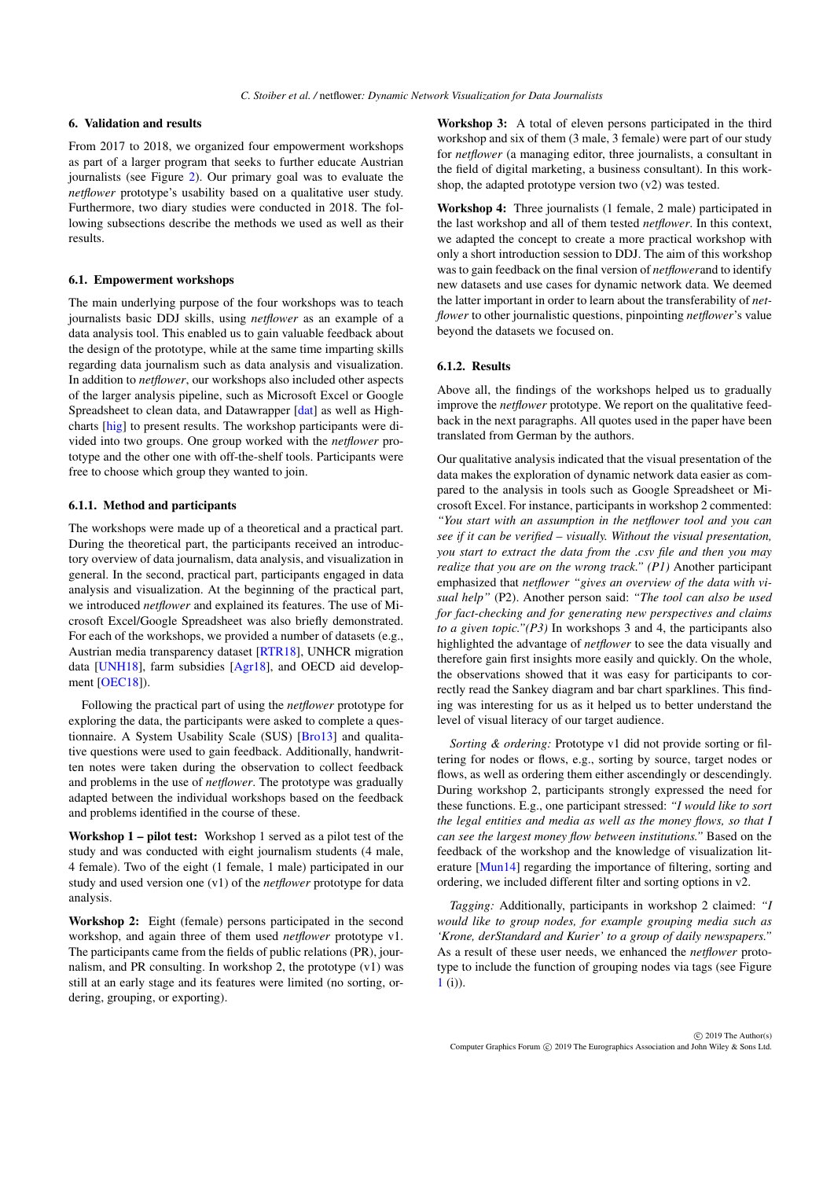## 6. Validation and results

From 2017 to 2018, we organized four empowerment workshops as part of a larger program that seeks to further educate Austrian journalists (see Figure 2). Our primary goal was to evaluate the *netflower* prototype's usability based on a qualitative user study. Furthermore, two diary studies were conducted in 2018. The following subsections describe the methods we used as well as their results.

### 6.1. Empowerment workshops

The main underlying purpose of the four workshops was to teach journalists basic DDJ skills, using *netflower* as an example of a data analysis tool. This enabled us to gain valuable feedback about the design of the prototype, while at the same time imparting skills regarding data journalism such as data analysis and visualization. In addition to *netflower*, our workshops also included other aspects of the larger analysis pipeline, such as Microsoft Excel or Google Spreadsheet to clean data, and Datawrapper [dat] as well as Highcharts [hig] to present results. The workshop participants were divided into two groups. One group worked with the *netflower* prototype and the other one with off-the-shelf tools. Participants were free to choose which group they wanted to join.

#### 6.1.1. Method and participants

The workshops were made up of a theoretical and a practical part. During the theoretical part, the participants received an introductory overview of data journalism, data analysis, and visualization in general. In the second, practical part, participants engaged in data analysis and visualization. At the beginning of the practical part, we introduced *netflower* and explained its features. The use of Microsoft Excel/Google Spreadsheet was also briefly demonstrated. For each of the workshops, we provided a number of datasets (e.g., Austrian media transparency dataset [RTR18], UNHCR migration data [UNH18], farm subsidies [Agr18], and OECD aid development [OEC18]).

Following the practical part of using the *netflower* prototype for exploring the data, the participants were asked to complete a questionnaire. A System Usability Scale (SUS) [Bro13] and qualitative questions were used to gain feedback. Additionally, handwritten notes were taken during the observation to collect feedback and problems in the use of *netflower*. The prototype was gradually adapted between the individual workshops based on the feedback and problems identified in the course of these.

**Workshop 1 – pilot test:** Workshop 1 served as a pilot test of the study and was conducted with eight journalism students (4 male, 4 female). Two of the eight (1 female, 1 male) participated in our study and used version one (v1) of the *netflower* prototype for data analysis.

**Workshop 2:** Eight (female) persons participated in the second workshop, and again three of them used *netflower* prototype v1. The participants came from the fields of public relations (PR), journalism, and PR consulting. In workshop 2, the prototype (v1) was still at an early stage and its features were limited (no sorting, ordering, grouping, or exporting).

**Workshop 3:** A total of eleven persons participated in the third workshop and six of them (3 male, 3 female) were part of our study for *netflower* (a managing editor, three journalists, a consultant in the field of digital marketing, a business consultant). In this workshop, the adapted prototype version two (v2) was tested.

**Workshop 4:** Three journalists (1 female, 2 male) participated in the last workshop and all of them tested *netflower*. In this context, we adapted the concept to create a more practical workshop with only a short introduction session to DDJ. The aim of this workshop was to gain feedback on the final version of *netflower*and to identify new datasets and use cases for dynamic network data. We deemed the latter important in order to learn about the transferability of *netflower* to other journalistic questions, pinpointing *netflower*'s value beyond the datasets we focused on.

#### 6.1.2. Results

Above all, the findings of the workshops helped us to gradually improve the *netflower* prototype. We report on the qualitative feedback in the next paragraphs. All quotes used in the paper have been translated from German by the authors.

Our qualitative analysis indicated that the visual presentation of the data makes the exploration of dynamic network data easier as compared to the analysis in tools such as Google Spreadsheet or Microsoft Excel. For instance, participants in workshop 2 commented: *"You start with an assumption in the netflower tool and you can see if it can be verified – visually. Without the visual presentation, you start to extract the data from the .csv file and then you may realize that you are on the wrong track." (P1)* Another participant emphasized that *netflower* *"gives an overview of the data with visual help"* (P2). Another person said: *"The tool can also be used for fact-checking and for generating new perspectives and claims to a given topic."(P3)* In workshops 3 and 4, the participants also highlighted the advantage of *netflower* to see the data visually and therefore gain first insights more easily and quickly. On the whole, the observations showed that it was easy for participants to correctly read the Sankey diagram and bar chart sparklines. This finding was interesting for us as it helped us to better understand the level of visual literacy of our target audience.

*Sorting & ordering:* Prototype v1 did not provide sorting or filtering for nodes or flows, e.g., sorting by source, target nodes or flows, as well as ordering them either ascendingly or descendingly. During workshop 2, participants strongly expressed the need for these functions. E.g., one participant stressed: *"I would like to sort the legal entities and media as well as the money flows, so that I can see the largest money flow between institutions."* Based on the feedback of the workshop and the knowledge of visualization literature [Mun14] regarding the importance of filtering, sorting and ordering, we included different filter and sorting options in v2.

*Tagging:* Additionally, participants in workshop 2 claimed: *"I would like to group nodes, for example grouping media such as 'Krone, derStandard and Kurier' to a group of daily newspapers."* As a result of these user needs, we enhanced the *netflower* prototype to include the function of grouping nodes via tags (see Figure 1 (i)).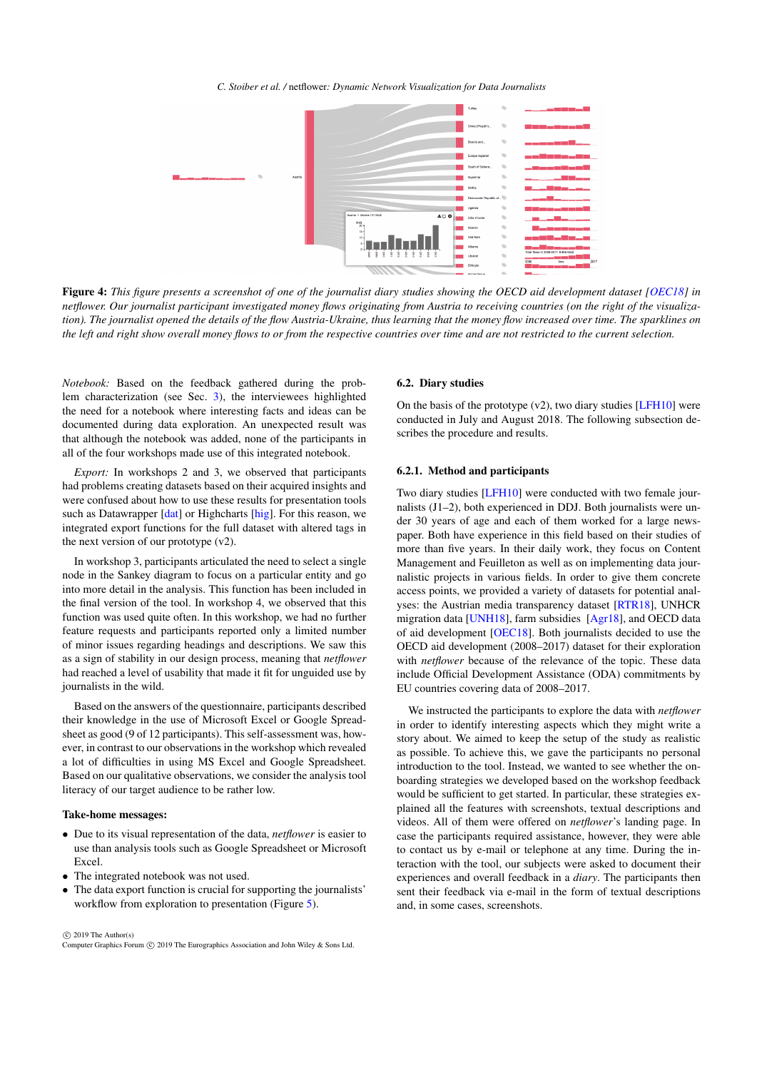**Figure 4:** *This figure presents a screenshot of one of the journalist diary studies showing the OECD aid development dataset [OEC18] in netflower. Our journalist participant investigated money flows originating from Austria to receiving countries (on the right of the visualization). The journalist opened the details of the flow Austria-Ukraine, thus learning that the money flow increased over time. The sparklines on the left and right show overall money flows to or from the respective countries over time and are not restricted to the current selection.*

*Notebook:* Based on the feedback gathered during the problem characterization (see Sec. 3), the interviewees highlighted the need for a notebook where interesting facts and ideas can be documented during data exploration. An unexpected result was that although the notebook was added, none of the participants in all of the four workshops made use of this integrated notebook.

*Export:* In workshops 2 and 3, we observed that participants had problems creating datasets based on their acquired insights and were confused about how to use these results for presentation tools such as Datawrapper [dat] or Highcharts [hig]. For this reason, we integrated export functions for the full dataset with altered tags in the next version of our prototype (v2).

In workshop 3, participants articulated the need to select a single node in the Sankey diagram to focus on a particular entity and go into more detail in the analysis. This function has been included in the final version of the tool. In workshop 4, we observed that this function was used quite often. In this workshop, we had no further feature requests and participants reported only a limited number of minor issues regarding headings and descriptions. We saw this as a sign of stability in our design process, meaning that *netflower* had reached a level of usability that made it fit for unguided use by journalists in the wild.

Based on the answers of the questionnaire, participants described their knowledge in the use of Microsoft Excel or Google Spreadsheet as good (9 of 12 participants). This self-assessment was, however, in contrast to our observations in the workshop which revealed a lot of difficulties in using MS Excel and Google Spreadsheet. Based on our qualitative observations, we consider the analysis tool literacy of our target audience to be rather low.

**Take-home messages:**

- Due to its visual representation of the data, *netflower* is easier to use than analysis tools such as Google Spreadsheet or Microsoft Excel.
- The integrated notebook was not used.
- The data export function is crucial for supporting the journalists' workflow from exploration to presentation (Figure 5).

## 6.2. Diary studies

On the basis of the prototype (v2), two diary studies [LFH10] were conducted in July and August 2018. The following subsection describes the procedure and results.

### 6.2.1. Method and participants

Two diary studies [LFH10] were conducted with two female journalists (J1–2), both experienced in DDJ. Both journalists were under 30 years of age and each of them worked for a large newspaper. Both have experience in this field based on their studies of more than five years. In their daily work, they focus on Content Management and Feuilleton as well as on implementing data journalistic projects in various fields. In order to give them concrete access points, we provided a variety of datasets for potential analyses: the Austrian media transparency dataset [RTR18], UNHCR migration data [UNH18], farm subsidies [Agr18], and OECD data of aid development [OEC18]. Both journalists decided to use the OECD aid development (2008–2017) dataset for their exploration with *netflower* because of the relevance of the topic. These data include Official Development Assistance (ODA) commitments by EU countries covering data of 2008–2017.

We instructed the participants to explore the data with *netflower* in order to identify interesting aspects which they might write a story about. We aimed to keep the setup of the study as realistic as possible. To achieve this, we gave the participants no personal introduction to the tool. Instead, we wanted to see whether the onboarding strategies we developed based on the workshop feedback would be sufficient to get started. In particular, these strategies explained all the features with screenshots, textual descriptions and videos. All of them were offered on *netflower*'s landing page. In case the participants required assistance, however, they were able to contact us by e-mail or telephone at any time. During the interaction with the tool, our subjects were asked to document their experiences and overall feedback in a *diary*. The participants then sent their feedback via e-mail in the form of textual descriptions and, in some cases, screenshots.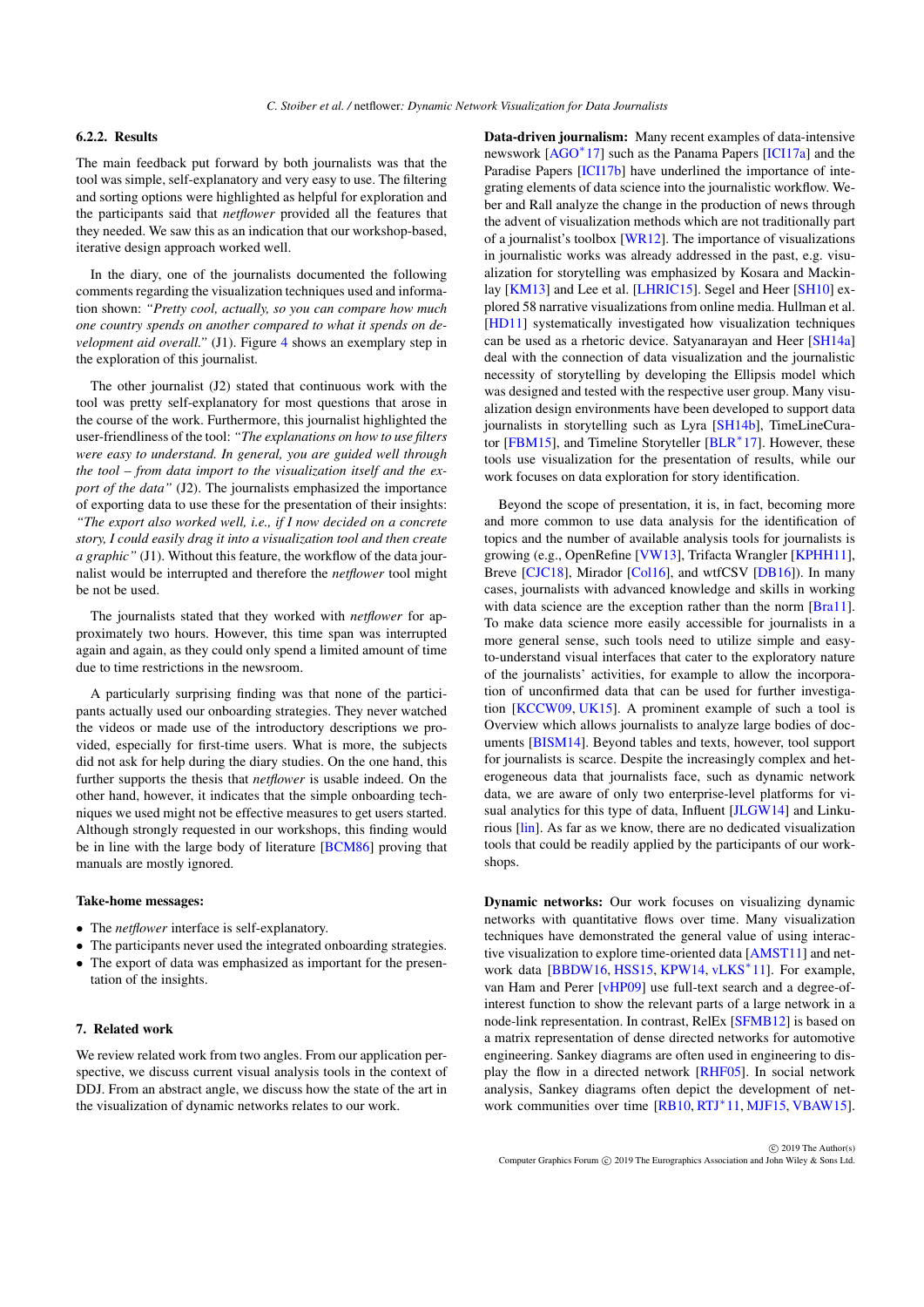#### 6.2.2. Results

The main feedback put forward by both journalists was that the tool was simple, self-explanatory and very easy to use. The filtering and sorting options were highlighted as helpful for exploration and the participants said that *netflower* provided all the features that they needed. We saw this as an indication that our workshop-based, iterative design approach worked well.

In the diary, one of the journalists documented the following comments regarding the visualization techniques used and information shown: *"Pretty cool, actually, so you can compare how much one country spends on another compared to what it spends on development aid overall."* (J1). Figure 4 shows an exemplary step in the exploration of this journalist.

The other journalist (J2) stated that continuous work with the tool was pretty self-explanatory for most questions that arose in the course of the work. Furthermore, this journalist highlighted the user-friendliness of the tool: *"The explanations on how to use filters were easy to understand. In general, you are guided well through the tool – from data import to the visualization itself and the export of the data"* (J2). The journalists emphasized the importance of exporting data to use these for the presentation of their insights: *"The export also worked well, i.e., if I now decided on a concrete story, I could easily drag it into a visualization tool and then create a graphic"* (J1). Without this feature, the workflow of the data journalist would be interrupted and therefore the *netflower* tool might be not be used.

The journalists stated that they worked with *netflower* for approximately two hours. However, this time span was interrupted again and again, as they could only spend a limited amount of time due to time restrictions in the newsroom.

A particularly surprising finding was that none of the participants actually used our onboarding strategies. They never watched the videos or made use of the introductory descriptions we provided, especially for first-time users. What is more, the subjects did not ask for help during the diary studies. On the one hand, this further supports the thesis that *netflower* is usable indeed. On the other hand, however, it indicates that the simple onboarding techniques we used might not be effective measures to get users started. Although strongly requested in our workshops, this finding would be in line with the large body of literature [BCM86] proving that manuals are mostly ignored.

**Take-home messages:**

- The *netflower* interface is self-explanatory.
- The participants never used the integrated onboarding strategies.
- The export of data was emphasized as important for the presentation of the insights.

## 7. Related work

We review related work from two angles. From our application perspective, we discuss current visual analysis tools in the context of DDJ. From an abstract angle, we discuss how the state of the art in the visualization of dynamic networks relates to our work.

**Data-driven journalism:** Many recent examples of data-intensive newswork [AGO*17] such as the Panama Papers [ICI17a] and the Paradise Papers [ICI17b] have underlined the importance of integrating elements of data science into the journalistic workflow. Weber and Rall analyze the change in the production of news through the advent of visualization methods which are not traditionally part of a journalist's toolbox [WR12]. The importance of visualizations in journalistic works was already addressed in the past, e.g. visualization for storytelling was emphasized by Kosara and Mackinlay [KM13] and Lee et al. [LHRIC15]. Segel and Heer [SH10] explored 58 narrative visualizations from online media. Hullman et al. [HD11] systematically investigated how visualization techniques can be used as a rhetoric device. Satyanarayan and Heer [SH14a] deal with the connection of data visualization and the journalistic necessity of storytelling by developing the Ellipsis model which was designed and tested with the respective user group. Many visualization design environments have been developed to support data journalists in storytelling such as Lyra [SH14b], TimeLineCurator [FBM15], and Timeline Storyteller [BLR*17]. However, these tools use visualization for the presentation of results, while our work focuses on data exploration for story identification.

Beyond the scope of presentation, it is, in fact, becoming more and more common to use data analysis for the identification of topics and the number of available analysis tools for journalists is growing (e.g., OpenRefine [VW13], Trifacta Wrangler [KPHH11], Breve [CJC18], Mirador [Col16], and wtfCSV [DB16]). In many cases, journalists with advanced knowledge and skills in working with data science are the exception rather than the norm [Bra11]. To make data science more easily accessible for journalists in a more general sense, such tools need to utilize simple and easy-to-understand visual interfaces that cater to the exploratory nature of the journalists' activities, for example to allow the incorporation of unconfirmed data that can be used for further investigation [KCCW09, UK15]. A prominent example of such a tool is Overview which allows journalists to analyze large bodies of documents [BISM14]. Beyond tables and texts, however, tool support for journalists is scarce. Despite the increasingly complex and heterogeneous data that journalists face, such as dynamic network data, we are aware of only two enterprise-level platforms for visual analytics for this type of data, Influent [JLGW14] and Linkurious [lin]. As far as we know, there are no dedicated visualization tools that could be readily applied by the participants of our workshops.

**Dynamic networks:** Our work focuses on visualizing dynamic networks with quantitative flows over time. Many visualization techniques have demonstrated the general value of using interactive visualization to explore time-oriented data [AMST11] and network data [BBDW16, HSS15, KPW14, vLKS*11]. For example, van Ham and Perer [vHP09] use full-text search and a degree-of-interest function to show the relevant parts of a large network in a node-link representation. In contrast, RelEx [SFMB12] is based on a matrix representation of dense directed networks for automotive engineering. Sankey diagrams are often used in engineering to display the flow in a directed network [RHF05]. In social network analysis, Sankey diagrams often depict the development of network communities over time [RB10, RTJ*11, MJF15, VBAW15].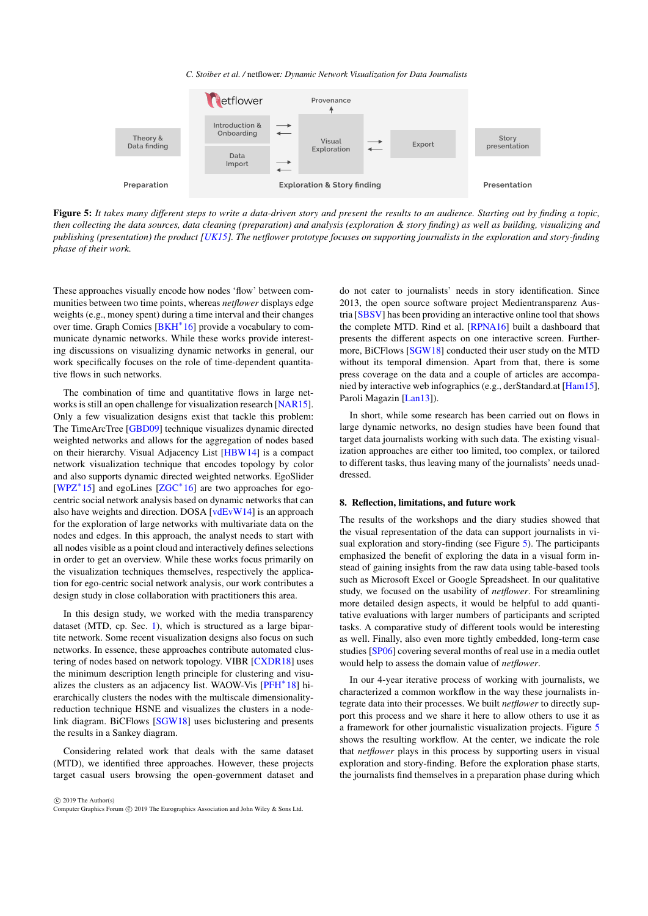Figure 5: *It takes many different steps to write a data-driven story and present the results to an audience. Starting out by finding a topic, then collecting the data sources, data cleaning (preparation) and analysis (exploration & story finding) as well as building, visualizing and publishing (presentation) the product [UK15]. The netflower prototype focuses on supporting journalists in the exploration and story-finding phase of their work.*

These approaches visually encode how nodes 'flow' between communities between two time points, whereas *netflower* displays edge weights (e.g., money spent) during a time interval and their changes over time. Graph Comics [BKH*16] provide a vocabulary to communicate dynamic networks. While these works provide interesting discussions on visualizing dynamic networks in general, our work specifically focuses on the role of time-dependent quantitative flows in such networks.

The combination of time and quantitative flows in large networks is still an open challenge for visualization research [NAR15]. Only a few visualization designs exist that tackle this problem: The TimeArcTree [GBD09] technique visualizes dynamic directed weighted networks and allows for the aggregation of nodes based on their hierarchy. Visual Adjacency List [HBW14] is a compact network visualization technique that encodes topology by color and also supports dynamic directed weighted networks. EgoSlider [WPZ*15] and egoLines [ZGC*16] are two approaches for ego-centric social network analysis based on dynamic networks that can also have weights and direction. DOSA [vdEvW14] is an approach for the exploration of large networks with multivariate data on the nodes and edges. In this approach, the analyst needs to start with all nodes visible as a point cloud and interactively defines selections in order to get an overview. While these works focus primarily on the visualization techniques themselves, respectively the application for ego-centric social network analysis, our work contributes a design study in close collaboration with practitioners this area.

In this design study, we worked with the media transparency dataset (MTD, cp. Sec. 1), which is structured as a large bipartite network. Some recent visualization designs also focus on such networks. In essence, these approaches contribute automated clustering of nodes based on network topology. VIBR [CXDR18] uses the minimum description length principle for clustering and visualizes the clusters as an adjacency list. WAOW-Vis [PFH*18] hierarchically clusters the nodes with the multiscale dimensionality-reduction technique HSNE and visualizes the clusters in a node-link diagram. BiCFlows [SGW18] uses biclustering and presents the results in a Sankey diagram.

Considering related work that deals with the same dataset (MTD), we identified three approaches. However, these projects target casual users browsing the open-government dataset and do not cater to journalists' needs in story identification. Since 2013, the open source software project Medientransparenz Austria [SBSV] has been providing an interactive online tool that shows the complete MTD. Rind et al. [RPNA16] built a dashboard that presents the different aspects on one interactive screen. Furthermore, BiCFlows [SGW18] conducted their user study on the MTD without its temporal dimension. Apart from that, there is some press coverage on the data and a couple of articles are accompanied by interactive web infographics (e.g., derStandard.at [Ham15], Paroli Magazin [Lan13]).

In short, while some research has been carried out on flows in large dynamic networks, no design studies have been found that target data journalists working with such data. The existing visualization approaches are either too limited, too complex, or tailored to different tasks, thus leaving many of the journalists' needs unaddressed.

## 8. Reflection, limitations, and future work

The results of the workshops and the diary studies showed that the visual representation of the data can support journalists in visual exploration and story-finding (see Figure 5). The participants emphasized the benefit of exploring the data in a visual form instead of gaining insights from the raw data using table-based tools such as Microsoft Excel or Google Spreadsheet. In our qualitative study, we focused on the usability of *netflower*. For streamlining more detailed design aspects, it would be helpful to add quantitative evaluations with larger numbers of participants and scripted tasks. A comparative study of different tools would be interesting as well. Finally, also even more tightly embedded, long-term case studies [SP06] covering several months of real use in a media outlet would help to assess the domain value of *netflower*.

In our 4-year iterative process of working with journalists, we characterized a common workflow in the way these journalists integrate data into their processes. We built *netflower* to directly support this process and we share it here to allow others to use it as a framework for other journalistic visualization projects. Figure 5 shows the resulting workflow. At the center, we indicate the role that *netflower* plays in this process by supporting users in visual exploration and story-finding. Before the exploration phase starts, the journalists find themselves in a preparation phase during which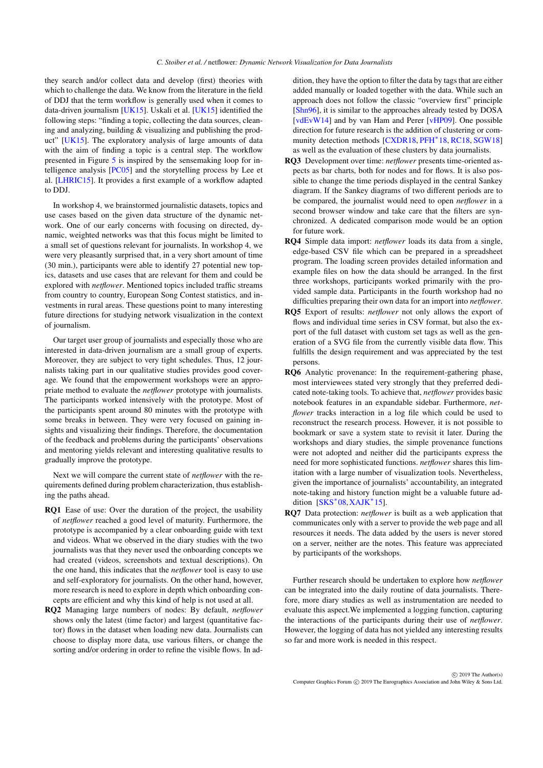they search and/or collect data and develop (first) theories with which to challenge the data. We know from the literature in the field of DDJ that the term workflow is generally used when it comes to data-driven journalism [UK15]. Uskali et al. [UK15] identified the following steps: "finding a topic, collecting the data sources, cleaning and analyzing, building & visualizing and publishing the product" [UK15]. The exploratory analysis of large amounts of data with the aim of finding a topic is a central step. The workflow presented in Figure 5 is inspired by the sensemaking loop for intelligence analysis [PC05] and the storytelling process by Lee et al. [LHRIC15]. It provides a first example of a workflow adapted to DDJ.

In workshop 4, we brainstormed journalistic datasets, topics and use cases based on the given data structure of the dynamic network. One of our early concerns with focusing on directed, dynamic, weighted networks was that this focus might be limited to a small set of questions relevant for journalists. In workshop 4, we were very pleasantly surprised that, in a very short amount of time (30 min.), participants were able to identify 27 potential new topics, datasets and use cases that are relevant for them and could be explored with *netflower*. Mentioned topics included traffic streams from country to country, European Song Contest statistics, and investments in rural areas. These questions point to many interesting future directions for studying network visualization in the context of journalism.

Our target user group of journalists and especially those who are interested in data-driven journalism are a small group of experts. Moreover, they are subject to very tight schedules. Thus, 12 journalists taking part in our qualitative studies provides good coverage. We found that the empowerment workshops were an appropriate method to evaluate the *netflower* prototype with journalists. The participants worked intensively with the prototype. Most of the participants spent around 80 minutes with the prototype with some breaks in between. They were very focused on gaining insights and visualizing their findings. Therefore, the documentation of the feedback and problems during the participants' observations and mentoring yields relevant and interesting qualitative results to gradually improve the prototype.

Next we will compare the current state of *netflower* with the requirements defined during problem characterization, thus establishing the paths ahead.

**RQ1** Ease of use: Over the duration of the project, the usability of *netflower* reached a good level of maturity. Furthermore, the prototype is accompanied by a clear onboarding guide with text and videos. What we observed in the diary studies with the two journalists was that they never used the onboarding concepts we had created (videos, screenshots and textual descriptions). On the one hand, this indicates that the *netflower* tool is easy to use and self-exploratory for journalists. On the other hand, however, more research is need to explore in depth which onboarding concepts are efficient and why this kind of help is not used at all.

**RQ2** Managing large numbers of nodes: By default, *netflower* shows only the latest (time factor) and largest (quantitative factor) flows in the dataset when loading new data. Journalists can choose to display more data, use various filters, or change the sorting and/or ordering in order to refine the visible flows. In addition, they have the option to filter the data by tags that are either added manually or loaded together with the data. While such an approach does not follow the classic "overview first" principle [Shn96], it is similar to the approaches already tested by DOSA [vdEvW14] and by van Ham and Perer [vHP09]. One possible direction for future research is the addition of clustering or community detection methods [CXDR18, PFH*18, RC18, SGW18] as well as the evaluation of these clusters by data journalists.

**RQ3** Development over time: *netflower* presents time-oriented aspects as bar charts, both for nodes and for flows. It is also possible to change the time periods displayed in the central Sankey diagram. If the Sankey diagrams of two different periods are to be compared, the journalist would need to open *netflower* in a second browser window and take care that the filters are synchronized. A dedicated comparison mode would be an option for future work.

**RQ4** Simple data import: *netflower* loads its data from a single, edge-based CSV file which can be prepared in a spreadsheet program. The loading screen provides detailed information and example files on how the data should be arranged. In the first three workshops, participants worked primarily with the provided sample data. Participants in the fourth workshop had no difficulties preparing their own data for an import into *netflower*.

**RQ5** Export of results: *netflower* not only allows the export of flows and individual time series in CSV format, but also the export of the full dataset with custom set tags as well as the generation of a SVG file from the currently visible data flow. This fulfills the design requirement and was appreciated by the test persons.

**RQ6** Analytic provenance: In the requirement-gathering phase, most interviewees stated very strongly that they preferred dedicated note-taking tools. To achieve that, *netflower* provides basic notebook features in an expandable sidebar. Furthermore, *netflower* tracks interaction in a log file which could be used to reconstruct the research process. However, it is not possible to bookmark or save a system state to revisit it later. During the workshops and diary studies, the simple provenance functions were not adopted and neither did the participants express the need for more sophisticated functions. *netflower* shares this limitation with a large number of visualization tools. Nevertheless, given the importance of journalists' accountability, an integrated note-taking and history function might be a valuable future addition [SKS*08, XAJK*15].

**RQ7** Data protection: *netflower* is built as a web application that communicates only with a server to provide the web page and all resources it needs. The data added by the users is never stored on a server, neither are the notes. This feature was appreciated by participants of the workshops.

Further research should be undertaken to explore how *netflower* can be integrated into the daily routine of data journalists. Therefore, more diary studies as well as instrumentation are needed to evaluate this aspect.We implemented a logging function, capturing the interactions of the participants during their use of *netflower*. However, the logging of data has not yielded any interesting results so far and more work is needed in this respect.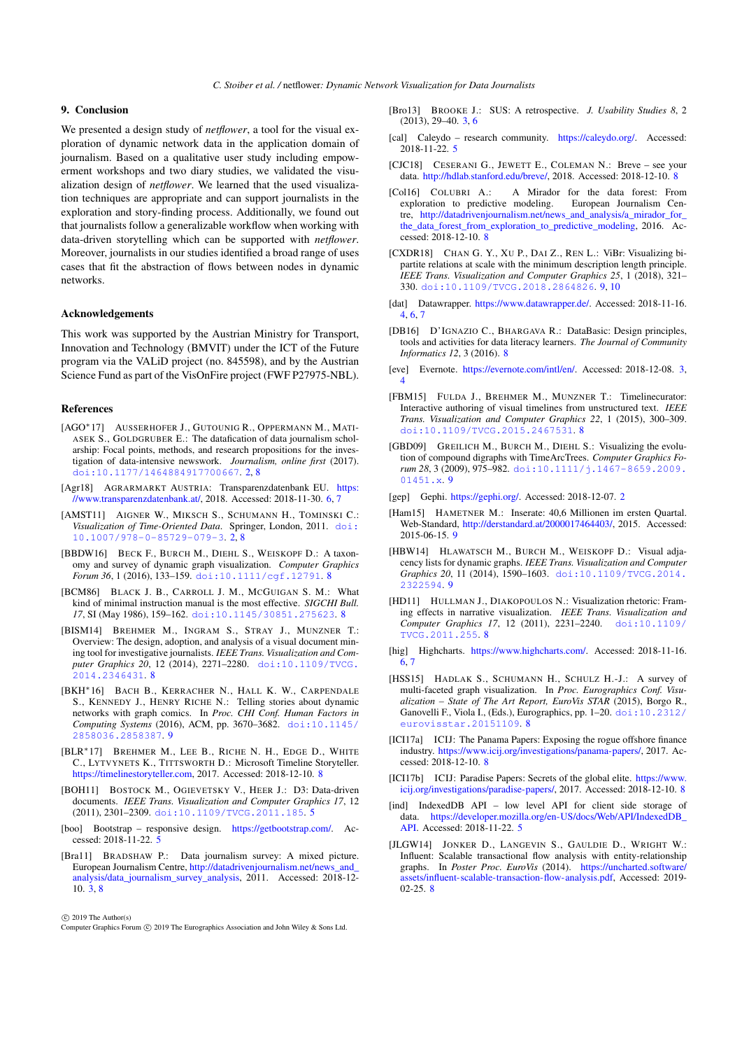## 9. Conclusion

We presented a design study of *netflower*, a tool for the visual exploration of dynamic network data in the application domain of journalism. Based on a qualitative user study including empowerment workshops and two diary studies, we validated the visualization design of *netflower*. We learned that the used visualization techniques are appropriate and can support journalists in the exploration and story-finding process. Additionally, we found out that journalists follow a generalizable workflow when working with data-driven storytelling which can be supported with *netflower*. Moreover, journalists in our studies identified a broad range of uses cases that fit the abstraction of flows between nodes in dynamic networks.

## Acknowledgements

This work was supported by the Austrian Ministry for Transport, Innovation and Technology (BMVIT) under the ICT of the Future program via the VALiD project (no. 845598), and by the Austrian Science Fund as part of the VisOnFire project (FWF P27975-NBL).

## References

[AGO*17] AUSSERHOFER J., GUTOUNIG R., OPPERMANN M., MATIASEK S., GOLDGRUBER E.: The datafication of data journalism scholarship: Focal points, methods, and research propositions for the investigation of data-intensive newswork. *Journalism, online first* (2017). doi:10.1177/1464884917700667. 2, 8

[Agr18] AGRARMARKT AUSTRIA: Transparenzdatenbank EU. https://www.transparenzdatenbank.at/, 2018. Accessed: 2018-11-30. 6, 7

[AMST11] AIGNER W., MIKSCH S., SCHUMANN H., TOMINSKI C.: *Visualization of Time-Oriented Data*. Springer, London, 2011. doi:10.1007/978-0-85729-079-3. 2, 8

[BBDW16] BECK F., BURCH M., DIEHL S., WEISKOPF D.: A taxonomy and survey of dynamic graph visualization. *Computer Graphics Forum 36*, 1 (2016), 133–159. doi:10.1111/cgf.12791. 8

[BCM86] BLACK J. B., CARROLL J. M., MCGUIGAN S. M.: What kind of minimal instruction manual is the most effective. *SIGCHI Bull. 17*, SI (May 1986), 159–162. doi:10.1145/30851.275623. 8

[BISM14] BREHMER M., INGRAM S., STRAY J., MUNZNER T.: Overview: The design, adoption, and analysis of a visual document mining tool for investigative journalists. *IEEE Trans. Visualization and Computer Graphics 20*, 12 (2014), 2271–2280. doi:10.1109/TVCG.2014.2346431. 8

[BKH*16] BACH B., KERRACHER N., HALL K. W., CARPENDALE S., KENNEDY J., HENRY RICHE N.: Telling stories about dynamic networks with graph comics. In *Proc. CHI Conf. Human Factors in Computing Systems* (2016), ACM, pp. 3670–3682. doi:10.1145/2858036.2858387. 9

[BLR*17] BREHMER M., LEE B., RICHE N. H., EDGE D., WHITE C., LYTVYNETS K., TITTSWORTH D.: Microsoft Timeline Storyteller. https://timelinestoryteller.com, 2017. Accessed: 2018-12-10. 8

[BOH11] BOSTOCK M., OGIEVETSKY V., HEER J.: D3: Data-driven documents. *IEEE Trans. Visualization and Computer Graphics 17*, 12 (2011), 2301–2309. doi:10.1109/TVCG.2011.185. 5

[boo] Bootstrap – responsive design. https://getbootstrap.com/. Accessed: 2018-11-22. 5

[Bra11] BRADSHAW P.: Data journalism survey: A mixed picture. European Journalism Centre, http://datadrivenjournalism.net/news_and_analysis/data_journalism_survey_analysis, 2011. Accessed: 2018-12-10. 3, 8

[Bro13] BROOKE J.: SUS: A retrospective. *J. Usability Studies 8*, 2 (2013), 29–40. 3, 6

[cal] Caleydo – research community. https://caleydo.org/. Accessed: 2018-11-22. 5

[CJC18] CESERANI G., JEWETT E., COLEMAN N.: Breve – see your data. http://hdlab.stanford.edu/breve/, 2018. Accessed: 2018-12-10. 8

[Col16] COLUBRI A.: A Mirador for the data forest: From exploration to predictive modeling. European Journalism Centre, http://datadrivenjournalism.net/news_and_analysis/a_mirador_for_the_data_forest_from_exploration_to_predictive_modeling, 2016. Accessed: 2018-12-10. 8

[CXDR18] CHAN G. Y., XU P., DAI Z., REN L.: ViBr: Visualizing bipartite relations at scale with the minimum description length principle. *IEEE Trans. Visualization and Computer Graphics 25*, 1 (2018), 321–330. doi:10.1109/TVCG.2018.2864826. 9, 10

[dat] Datawrapper. https://www.datawrapper.de/. Accessed: 2018-11-16. 4, 6, 7

[DB16] D'IGNAZIO C., BHARGAVA R.: DataBasic: Design principles, tools and activities for data literacy learners. *The Journal of Community Informatics 12*, 3 (2016). 8

[eve] Evernote. https://evernote.com/intl/en/. Accessed: 2018-12-08. 3, 4

[FBM15] FULDA J., BREHMER M., MUNZNER T.: Timelinecurator: Interactive authoring of visual timelines from unstructured text. *IEEE Trans. Visualization and Computer Graphics 22*, 1 (2015), 300–309. doi:10.1109/TVCG.2015.2467531. 8

[GBD09] GREILICH M., BURCH M., DIEHL S.: Visualizing the evolution of compound digraphs with TimeArcTrees. *Computer Graphics Forum 28*, 3 (2009), 975–982. doi:10.1111/j.1467-8659.2009.01451.x. 9

[gep] Gephi. https://gephi.org/. Accessed: 2018-12-07. 2

[Ham15] HAMETNER M.: Inserate: 40,6 Millionen im ersten Quartal. Web-Standard, http://derstandard.at/2000017464403/, 2015. Accessed: 2015-06-15. 9

[HBW14] HLAWATSCH M., BURCH M., WEISKOPF D.: Visual adjacency lists for dynamic graphs. *IEEE Trans. Visualization and Computer Graphics 20*, 11 (2014), 1590–1603. doi:10.1109/TVCG.2014.2322594. 9

[HD11] HULLMAN J., DIAKOPOULOS N.: Visualization rhetoric: Framing effects in narrative visualization. *IEEE Trans. Visualization and Computer Graphics 17*, 12 (2011), 2231–2240. doi:10.1109/TVCG.2011.255. 8

[hig] Highcharts. https://www.highcharts.com/. Accessed: 2018-11-16. 6, 7

[HSS15] HADLAK S., SCHUMANN H., SCHULZ H.-J.: A survey of multi-faceted graph visualization. In *Proc. Eurographics Conf. Visualization – State of The Art Report, EuroVis STAR* (2015), Borgo R., Ganovelli F., Viola I., (Eds.), Eurographics, pp. 1–20. doi:10.2312/eurovisstar.20151109. 8

[ICI17a] ICIJ: The Panama Papers: Exposing the rogue offshore finance industry. https://www.icij.org/investigations/panama-papers/, 2017. Accessed: 2018-12-10. 8

[ICI17b] ICIJ: Paradise Papers: Secrets of the global elite. https://www.icij.org/investigations/paradise-papers/, 2017. Accessed: 2018-12-10. 8

[ind] IndexedDB API – low level API for client side storage of data. https://developer.mozilla.org/en-US/docs/Web/API/IndexedDB_API. Accessed: 2018-11-22. 5

[JLGW14] JONKER D., LANGEVIN S., GAULDIE D., WRIGHT W.: Influent: Scalable transactional flow analysis with entity-relationship graphs. In *Poster Proc. EuroVis* (2014). https://uncharted.software/assets/influent-scalable-transaction-flow-analysis.pdf, Accessed: 2019-02-25. 8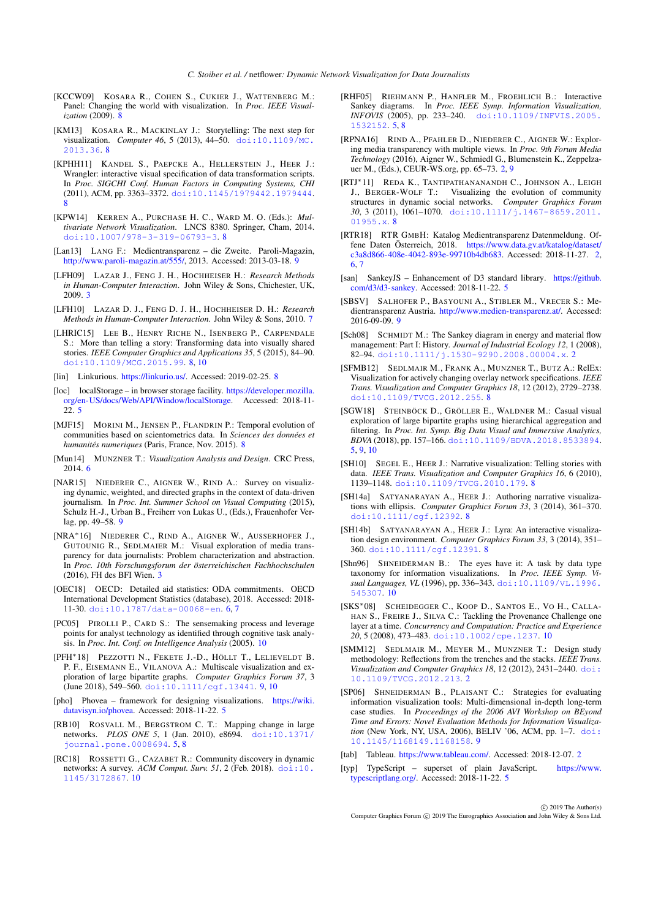[KCCW09] Kosara R., Cohen S., Cukier J., Wattenberg M.: Panel: Changing the world with visualization. In *Proc. IEEE Visualization* (2009). 8

[KM13] Kosara R., Mackinlay J.: Storytelling: The next step for visualization. *Computer 46*, 5 (2013), 44–50. doi:10.1109/MC.2013.36. 8

[KPHH11] Kandel S., Paepcke A., Hellerstein J., Heer J.: Wrangler: interactive visual specification of data transformation scripts. In *Proc. SIGCHI Conf. Human Factors in Computing Systems, CHI* (2011), ACM, pp. 3363–3372. doi:10.1145/1979442.1979444. 8

[KPW14] Kerren A., Purchase H. C., Ward M. O. (Eds.): *Multivariate Network Visualization*. LNCS 8380. Springer, Cham, 2014. doi:10.1007/978-3-319-06793-3. 8

[Lan13] Lang F.: Medientransparenz – die Zweite. Paroli-Magazin, http://www.paroli-magazin.at/555/, 2013. Accessed: 2013-03-18. 9

[LFH09] Lazar J., Feng J. H., Hochheiser H.: *Research Methods in Human-Computer Interaction*. John Wiley & Sons, Chichester, UK, 2009. 3

[LFH10] Lazar D. J., Feng D. J. H., Hochheiser D. H.: *Research Methods in Human-Computer Interaction*. John Wiley & Sons, 2010. 7

[LHRIC15] Lee B., Henry Riche N., Isenberg P., Carpendale S.: More than telling a story: Transforming data into visually shared stories. *IEEE Computer Graphics and Applications 35*, 5 (2015), 84–90. doi:10.1109/MCG.2015.99. 8, 10

[lin] Linkurious. https://linkurio.us/. Accessed: 2019-02-25. 8

[loc] localStorage – in browser storage facility. https://developer.mozilla.org/en-US/docs/Web/API/Window/localStorage. Accessed: 2018-11-22. 5

[MJF15] Morini M., Jensen P., Flandrin P.: Temporal evolution of communities based on scientometrics data. In *Sciences des données et humanités numeriques* (Paris, France, Nov. 2015). 8

[Mun14] Munzner T.: *Visualization Analysis and Design*. CRC Press, 2014. 6

[NAR15] Niederer C., Aigner W., Rind A.: Survey on visualizing dynamic, weighted, and directed graphs in the context of data-driven journalism. In *Proc. Int. Summer School on Visual Computing* (2015), Schulz H.-J., Urban B., Freiherr von Lukas U., (Eds.), Frauenhofer Verlag, pp. 49–58. 9

[NRA*16] Niederer C., Rind A., Aigner W., Ausserhofer J., Gutounig R., Sedlmaier M.: Visual exploration of media transparency for data journalists: Problem characterization and abstraction. In *Proc. 10th Forschungsforum der österreichischen Fachhochschulen* (2016), FH des BFI Wien. 3

[OEC18] OECD: Detailed aid statistics: ODA commitments. OECD International Development Statistics (database), 2018. Accessed: 2018-11-30. doi:10.1787/data-00068-en. 6, 7

[PC05] Pirolli P., Card S.: The sensemaking process and leverage points for analyst technology as identified through cognitive task analysis. In *Proc. Int. Conf. on Intelligence Analysis* (2005). 10

[PFH*18] Pezzotti N., Fekete J.-D., Höllt T., Lelieveldt B. P. F., Eisemann E., Vilanova A.: Multiscale visualization and exploration of large bipartite graphs. *Computer Graphics Forum 37*, 3 (June 2018), 549–560. doi:10.1111/cgf.13441. 9, 10

[pho] Phovea – framework for designing visualizations. https://wiki.datavisyn.io/phovea. Accessed: 2018-11-22. 5

[RB10] Rosvall M., Bergstrom C. T.: Mapping change in large networks. *PLOS ONE 5*, 1 (Jan. 2010), e8694. doi:10.1371/journal.pone.0008694. 5, 8

[RC18] Rossetti G., Cazabet R.: Community discovery in dynamic networks: A survey. *ACM Comput. Surv. 51*, 2 (Feb. 2018). doi:10.1145/3172867. 10

[RHF05] Riehmann P., Hanfler M., Froehlich B.: Interactive Sankey diagrams. In *Proc. IEEE Symp. Information Visualization, INFOVIS* (2005), pp. 233–240. doi:10.1109/INFVIS.2005.1532152. 5, 8

[RPNA16] Rind A., Pfahler D., Niederer C., Aigner W.: Exploring media transparency with multiple views. In *Proc. 9th Forum Media Technology* (2016), Aigner W., Schmiedl G., Blumenstein K., Zeppelzauer M., (Eds.), CEUR-WS.org, pp. 65–73. 2, 9

[RTJ*11] Reda K., Tantipathananandh C., Johnson A., Leigh J., Berger-Wolf T.: Visualizing the evolution of community structures in dynamic social networks. *Computer Graphics Forum 30*, 3 (2011), 1061–1070. doi:10.1111/j.1467-8659.2011.01955.x. 8

[RTR18] RTR GmbH: Katalog Medientransparenz Datenmeldung. Offene Daten Österreich, 2018. https://www.data.gv.at/katalog/dataset/c3a8d866-408e-4042-893e-9710b4db683. Accessed: 2018-11-27. 2, 6, 7

[san] SankeyJS – Enhancement of D3 standard library. https://github.com/d3/d3-sankey. Accessed: 2018-11-22. 5

[SBSV] Salhofer P., Basyouni A., Stibler M., Vrecer S.: Medientransparenz Austria. http://www.medien-transparenz.at/. Accessed: 2016-09-09. 9

[Sch08] Schmidt M.: The Sankey diagram in energy and material flow management: Part I: History. *Journal of Industrial Ecology 12*, 1 (2008), 82–94. doi:10.1111/j.1530-9290.2008.00004.x. 2

[SFMB12] Sedlmair M., Frank A., Munzner T., Butz A.: RelEx: Visualization for actively changing overlay network specifications. *IEEE Trans. Visualization and Computer Graphics 18*, 12 (2012), 2729–2738. doi:10.1109/TVCG.2012.255. 8

[SGW18] Steinböck D., Gröller E., Waldner M.: Casual visual exploration of large bipartite graphs using hierarchical aggregation and filtering. In *Proc. Int. Symp. Big Data Visual and Immersive Analytics, BDVA* (2018), pp. 157–166. doi:10.1109/BDVA.2018.8533894. 5, 9, 10

[SH10] Segel E., Heer J.: Narrative visualization: Telling stories with data. *IEEE Trans. Visualization and Computer Graphics 16*, 6 (2010), 1139–1148. doi:10.1109/TVCG.2010.179. 8

[SH14a] Satyanarayan A., Heer J.: Authoring narrative visualizations with ellipsis. *Computer Graphics Forum 33*, 3 (2014), 361–370. doi:10.1111/cgf.12392. 8

[SH14b] Satyanarayan A., Heer J.: Lyra: An interactive visualization design environment. *Computer Graphics Forum 33*, 3 (2014), 351–360. doi:10.1111/cgf.12391. 8

[Shn96] Shneiderman B.: The eyes have it: A task by data type taxonomy for information visualizations. In *Proc. IEEE Symp. Visual Languages, VL* (1996), pp. 336–343. doi:10.1109/VL.1996.545307. 10

[SKS*08] Scheidegger C., Koop D., Santos E., Vo H., Callahan S., Freire J., Silva C.: Tackling the Provenance Challenge one layer at a time. *Concurrency and Computation: Practice and Experience 20*, 5 (2008), 473–483. doi:10.1002/cpe.1237. 10

[SMM12] Sedlmair M., Meyer M., Munzner T.: Design study methodology: Reflections from the trenches and the stacks. *IEEE Trans. Visualization and Computer Graphics 18*, 12 (2012), 2431–2440. doi:10.1109/TVCG.2012.213. 2

[SP06] Shneiderman B., Plaisant C.: Strategies for evaluating information visualization tools: Multi-dimensional in-depth long-term case studies. In *Proceedings of the 2006 AVI Workshop on BEyond Time and Errors: Novel Evaluation Methods for Information Visualization* (New York, NY, USA, 2006), BELIV '06, ACM, pp. 1–7. doi:10.1145/1168149.1168158. 9

[tab] Tableau. https://www.tableau.com/. Accessed: 2018-12-07. 2

[typ] TypeScript – superset of plain JavaScript. https://www.typescriptlang.org/. Accessed: 2018-11-22. 5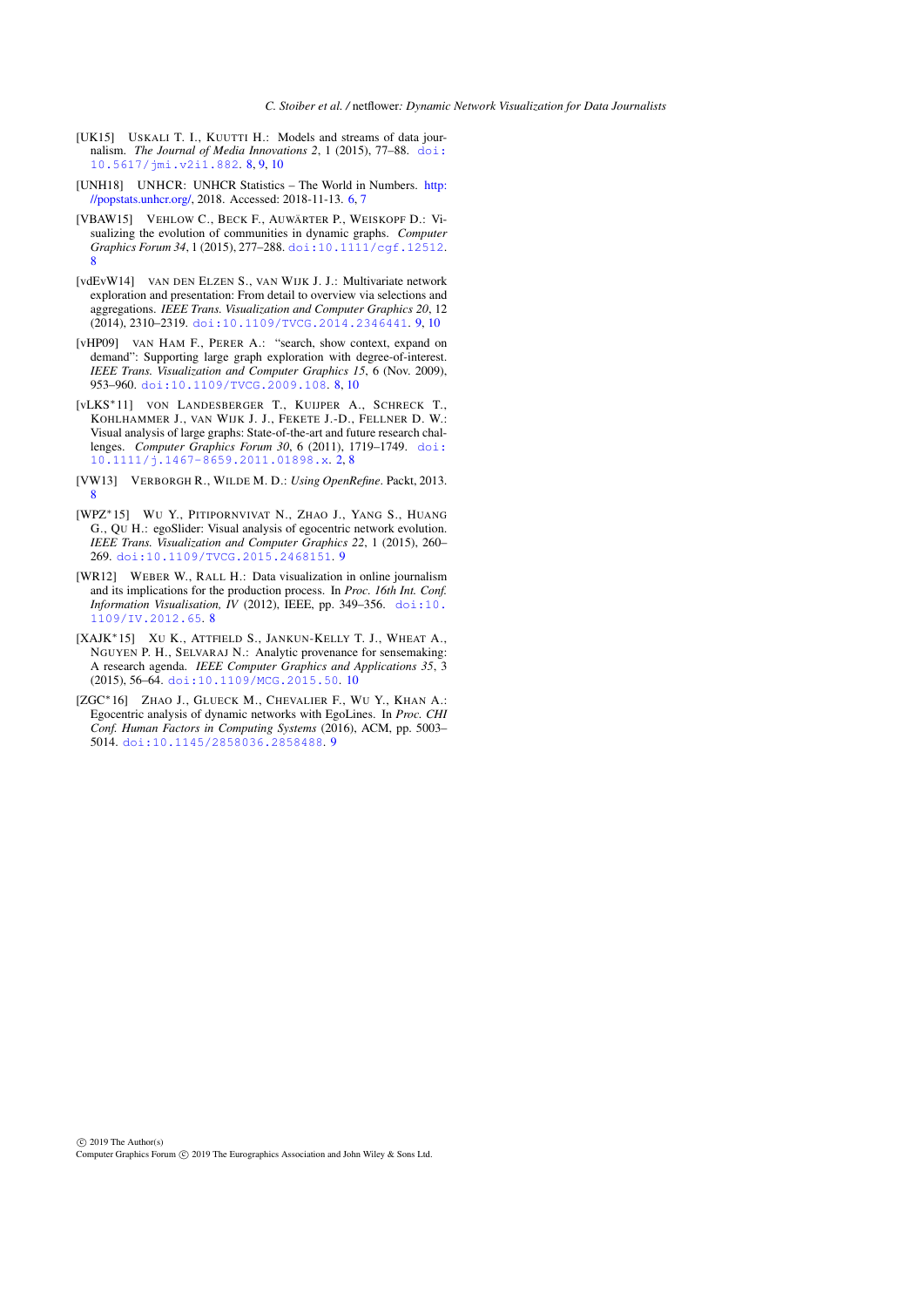[UK15] USKALI T. I., KUUTTI H.: Models and streams of data journalism. *The Journal of Media Innovations 2*, 1 (2015), 77–88. doi:10.5617/jmi.v2i1.882. 8, 9, 10

[UNH18] UNHCR: UNHCR Statistics – The World in Numbers. http://popstats.unhcr.org/, 2018. Accessed: 2018-11-13. 6, 7

[VBAW15] VEHLOW C., BECK F., AUWÄRTER P., WEISKOPF D.: Visualizing the evolution of communities in dynamic graphs. *Computer Graphics Forum 34*, 1 (2015), 277–288. doi:10.1111/cgf.12512. 8

[vdEvW14] VAN DEN ELZEN S., VAN WIJK J. J.: Multivariate network exploration and presentation: From detail to overview via selections and aggregations. *IEEE Trans. Visualization and Computer Graphics 20*, 12 (2014), 2310–2319. doi:10.1109/TVCG.2014.2346441. 9, 10

[vHP09] VAN HAM F., PERER A.: "search, show context, expand on demand": Supporting large graph exploration with degree-of-interest. *IEEE Trans. Visualization and Computer Graphics 15*, 6 (Nov. 2009), 953–960. doi:10.1109/TVCG.2009.108. 8, 10

[vLKS*11] VON LANDESBERGER T., KUIJPER A., SCHRECK T., KOHLHAMMER J., VAN WIJK J. J., FEKETE J.-D., FELLNER D. W.: Visual analysis of large graphs: State-of-the-art and future research challenges. *Computer Graphics Forum 30*, 6 (2011), 1719–1749. doi:10.1111/j.1467-8659.2011.01898.x. 2, 8

[VW13] VERBORGH R., WILDE M. D.: *Using OpenRefine*. Packt, 2013. 8

[WPZ*15] WU Y., PITIPORNVIVAT N., ZHAO J., YANG S., HUANG G., QU H.: egoSlider: Visual analysis of egocentric network evolution. *IEEE Trans. Visualization and Computer Graphics 22*, 1 (2015), 260–269. doi:10.1109/TVCG.2015.2468151. 9

[WR12] WEBER W., RALL H.: Data visualization in online journalism and its implications for the production process. In *Proc. 16th Int. Conf. Information Visualisation, IV* (2012), IEEE, pp. 349–356. doi:10.1109/IV.2012.65. 8

[XAJK*15] XU K., ATTFIELD S., JANKUN-KELLY T. J., WHEAT A., NGUYEN P. H., SELVARAJ N.: Analytic provenance for sensemaking: A research agenda. *IEEE Computer Graphics and Applications 35*, 3 (2015), 56–64. doi:10.1109/MCG.2015.50. 10

[ZGC*16] ZHAO J., GLUECK M., CHEVALIER F., WU Y., KHAN A.: Egocentric analysis of dynamic networks with EgoLines. In *Proc. CHI Conf. Human Factors in Computing Systems* (2016), ACM, pp. 5003–5014. doi:10.1145/2858036.2858488. 9